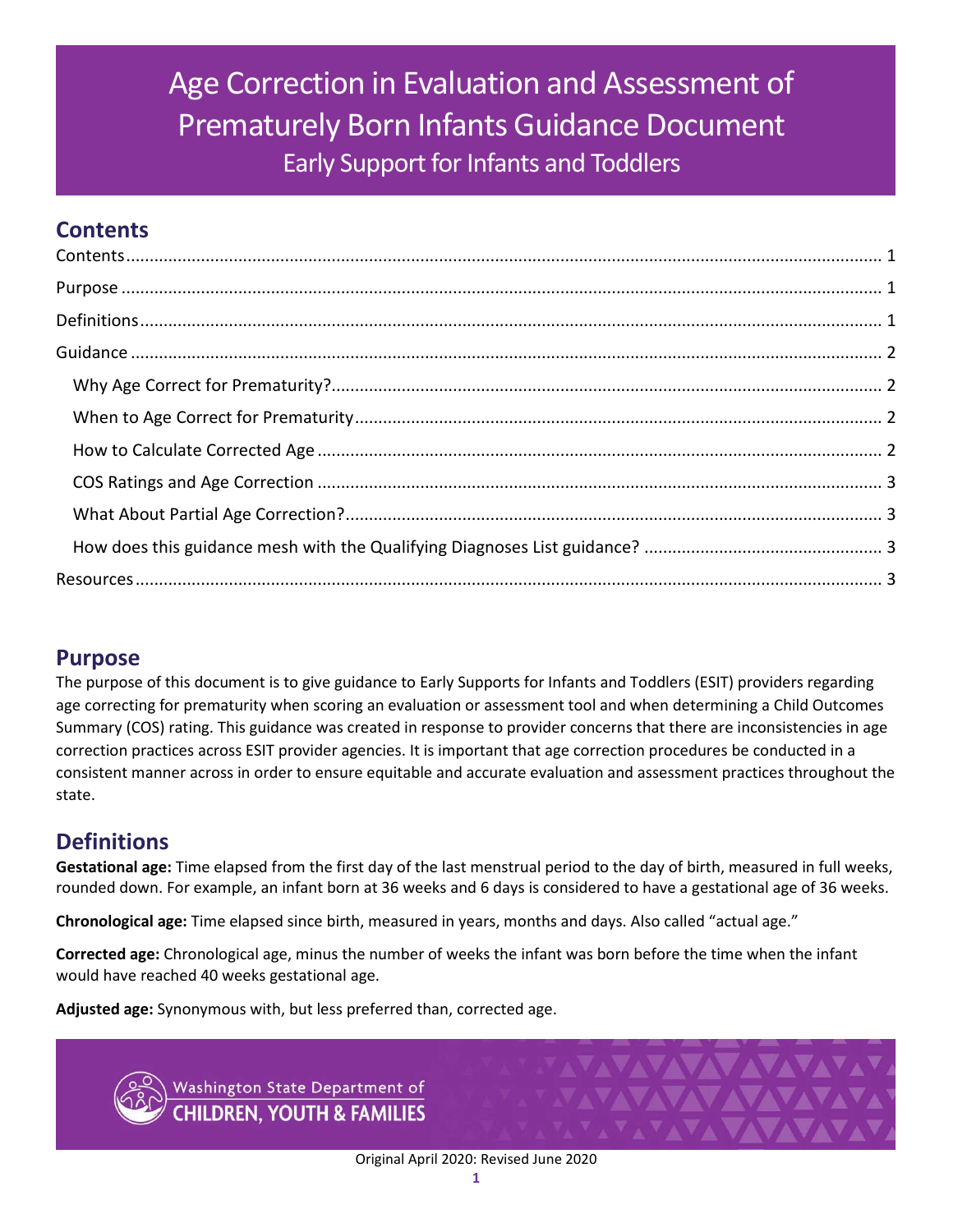# Age Correction in Evaluation and Assessment of Prematurely Born Infants Guidance Document

Early Support for Infants and Toddlers

## Contents

Contents ... 1

Purpose ... 1

Definitions ... 1

Guidance ... 2

- Why Age Correct for Prematurity? ... 2
- When to Age Correct for Prematurity ... 2
- How to Calculate Corrected Age ... 2
- COS Ratings and Age Correction ... 3
- What About Partial Age Correction? ... 3
- How does this guidance mesh with the Qualifying Diagnoses List guidance? ... 3

Resources ... 3

## Purpose

The purpose of this document is to give guidance to Early Supports for Infants and Toddlers (ESIT) providers regarding age correcting for prematurity when scoring an evaluation or assessment tool and when determining a Child Outcomes Summary (COS) rating. This guidance was created in response to provider concerns that there are inconsistencies in age correction practices across ESIT provider agencies. It is important that age correction procedures be conducted in a consistent manner across in order to ensure equitable and accurate evaluation and assessment practices throughout the state.

## Definitions

**Gestational age:** Time elapsed from the first day of the last menstrual period to the day of birth, measured in full weeks, rounded down. For example, an infant born at 36 weeks and 6 days is considered to have a gestational age of 36 weeks.

**Chronological age:** Time elapsed since birth, measured in years, months and days. Also called "actual age."

**Corrected age:** Chronological age, minus the number of weeks the infant was born before the time when the infant would have reached 40 weeks gestational age.

**Adjusted age:** Synonymous with, but less preferred than, corrected age.

Washington State Department of CHILDREN, YOUTH & FAMILIES

Original April 2020: Revised June 2020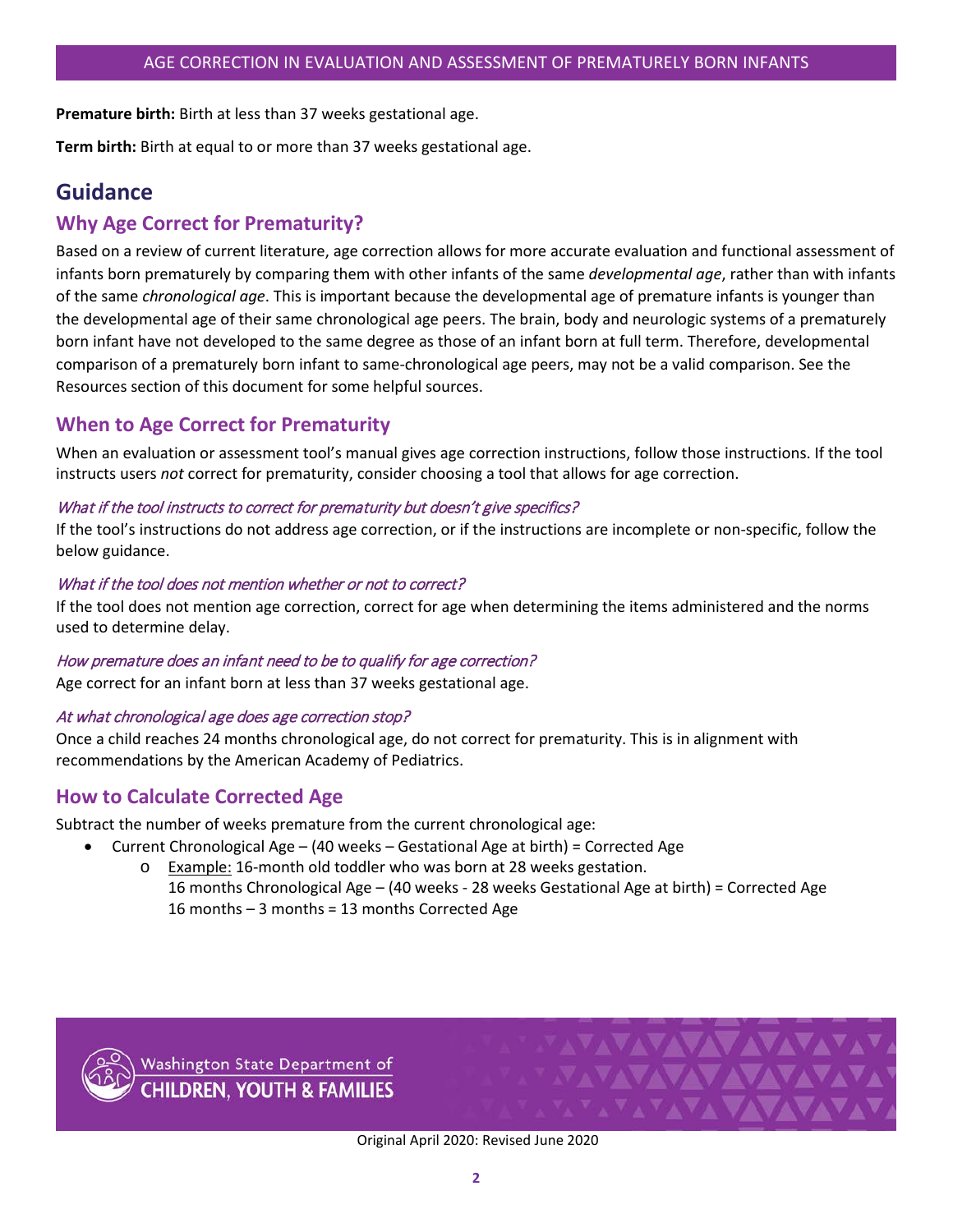**Premature birth:** Birth at less than 37 weeks gestational age.

**Term birth:** Birth at equal to or more than 37 weeks gestational age.

# Guidance

## Why Age Correct for Prematurity?

Based on a review of current literature, age correction allows for more accurate evaluation and functional assessment of infants born prematurely by comparing them with other infants of the same *developmental age*, rather than with infants of the same *chronological age*. This is important because the developmental age of premature infants is younger than the developmental age of their same chronological age peers. The brain, body and neurologic systems of a prematurely born infant have not developed to the same degree as those of an infant born at full term. Therefore, developmental comparison of a prematurely born infant to same-chronological age peers, may not be a valid comparison. See the Resources section of this document for some helpful sources.

## When to Age Correct for Prematurity

When an evaluation or assessment tool's manual gives age correction instructions, follow those instructions. If the tool instructs users *not* correct for prematurity, consider choosing a tool that allows for age correction.

### *What if the tool instructs to correct for prematurity but doesn't give specifics?*

If the tool's instructions do not address age correction, or if the instructions are incomplete or non-specific, follow the below guidance.

### *What if the tool does not mention whether or not to correct?*

If the tool does not mention age correction, correct for age when determining the items administered and the norms used to determine delay.

### *How premature does an infant need to be to qualify for age correction?*

Age correct for an infant born at less than 37 weeks gestational age.

### *At what chronological age does age correction stop?*

Once a child reaches 24 months chronological age, do not correct for prematurity. This is in alignment with recommendations by the American Academy of Pediatrics.

## How to Calculate Corrected Age

Subtract the number of weeks premature from the current chronological age:

- Current Chronological Age – (40 weeks – Gestational Age at birth) = Corrected Age
  - Example: 16-month old toddler who was born at 28 weeks gestation.
    16 months Chronological Age – (40 weeks - 28 weeks Gestational Age at birth) = Corrected Age
    16 months – 3 months = 13 months Corrected Age

Washington State Department of CHILDREN, YOUTH & FAMILIES

Original April 2020: Revised June 2020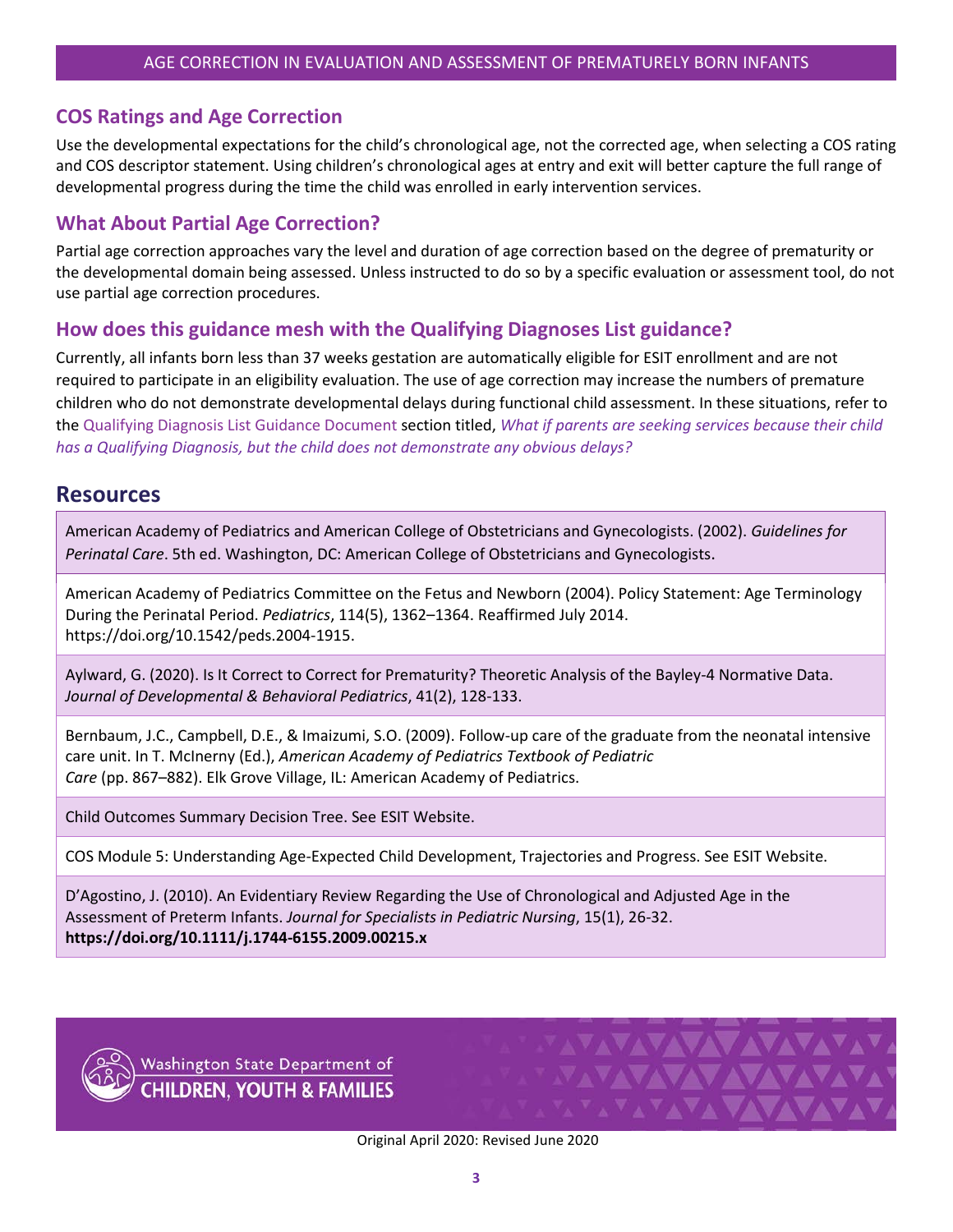## COS Ratings and Age Correction

Use the developmental expectations for the child's chronological age, not the corrected age, when selecting a COS rating and COS descriptor statement. Using children's chronological ages at entry and exit will better capture the full range of developmental progress during the time the child was enrolled in early intervention services.

## What About Partial Age Correction?

Partial age correction approaches vary the level and duration of age correction based on the degree of prematurity or the developmental domain being assessed. Unless instructed to do so by a specific evaluation or assessment tool, do not use partial age correction procedures.

## How does this guidance mesh with the Qualifying Diagnoses List guidance?

Currently, all infants born less than 37 weeks gestation are automatically eligible for ESIT enrollment and are not required to participate in an eligibility evaluation. The use of age correction may increase the numbers of premature children who do not demonstrate developmental delays during functional child assessment. In these situations, refer to the Qualifying Diagnosis List Guidance Document section titled, *What if parents are seeking services because their child has a Qualifying Diagnosis, but the child does not demonstrate any obvious delays?*

# Resources

American Academy of Pediatrics and American College of Obstetricians and Gynecologists. (2002). *Guidelines for Perinatal Care*. 5th ed. Washington, DC: American College of Obstetricians and Gynecologists.

American Academy of Pediatrics Committee on the Fetus and Newborn (2004). Policy Statement: Age Terminology During the Perinatal Period. *Pediatrics*, 114(5), 1362–1364. Reaffirmed July 2014. https://doi.org/10.1542/peds.2004-1915.

Aylward, G. (2020). Is It Correct to Correct for Prematurity? Theoretic Analysis of the Bayley-4 Normative Data. *Journal of Developmental & Behavioral Pediatrics*, 41(2), 128-133.

Bernbaum, J.C., Campbell, D.E., & Imaizumi, S.O. (2009). Follow-up care of the graduate from the neonatal intensive care unit. In T. McInerny (Ed.), *American Academy of Pediatrics Textbook of Pediatric Care* (pp. 867–882). Elk Grove Village, IL: American Academy of Pediatrics.

Child Outcomes Summary Decision Tree. See ESIT Website.

COS Module 5: Understanding Age-Expected Child Development, Trajectories and Progress. See ESIT Website.

D'Agostino, J. (2010). An Evidentiary Review Regarding the Use of Chronological and Adjusted Age in the Assessment of Preterm Infants. *Journal for Specialists in Pediatric Nursing*, 15(1), 26-32. **https://doi.org/10.1111/j.1744-6155.2009.00215.x**

Washington State Department of CHILDREN, YOUTH & FAMILIES

Original April 2020: Revised June 2020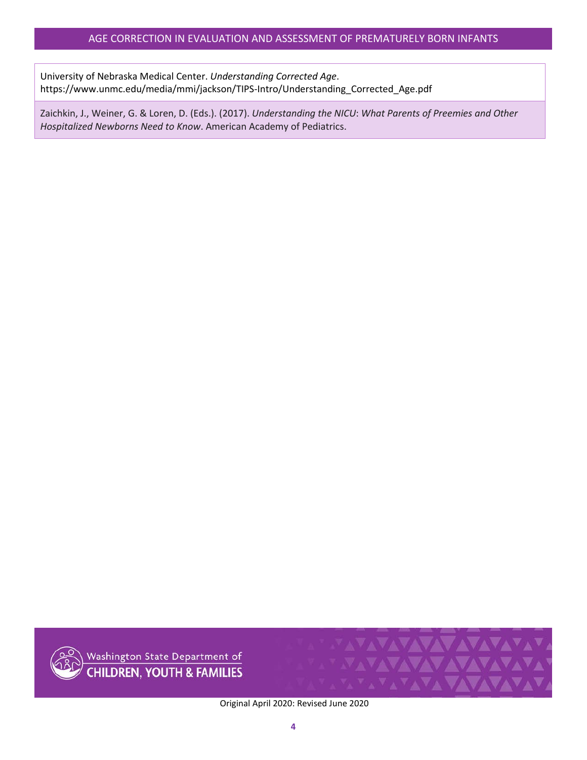University of Nebraska Medical Center. *Understanding Corrected Age*. https://www.unmc.edu/media/mmi/jackson/TIPS-Intro/Understanding_Corrected_Age.pdf

Zaichkin, J., Weiner, G. & Loren, D. (Eds.). (2017). *Understanding the NICU*: *What Parents of Preemies and Other Hospitalized Newborns Need to Know*. American Academy of Pediatrics.

Original April 2020: Revised June 2020